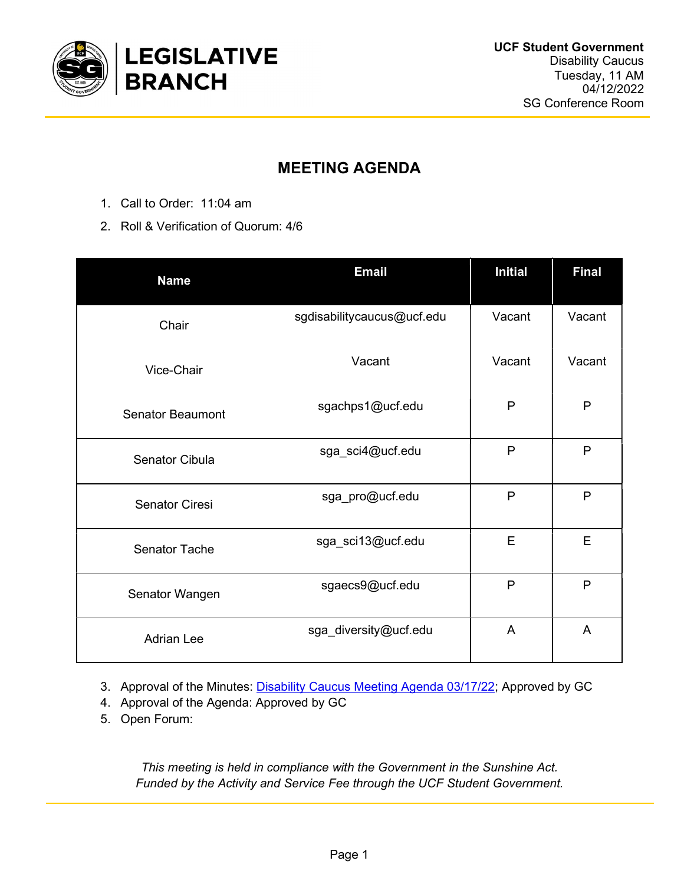**LEGISLATIVE BRANCH**

**UCF Student Government**
Disability Caucus
Tuesday, 11 AM
04/12/2022
SG Conference Room

## MEETING AGENDA

1. Call to Order: 11:04 am
2. Roll & Verification of Quorum: 4/6

| Name | Email | Initial | Final |
|---|---|---|---|
| Chair | sgdisabilitycaucus@ucf.edu | Vacant | Vacant |
| Vice-Chair | Vacant | Vacant | Vacant |
| Senator Beaumont | sgachps1@ucf.edu | P | P |
| Senator Cibula | sga_sci4@ucf.edu | P | P |
| Senator Ciresi | sga_pro@ucf.edu | P | P |
| Senator Tache | sga_sci13@ucf.edu | E | E |
| Senator Wangen | sgaecs9@ucf.edu | P | P |
| Adrian Lee | sga_diversity@ucf.edu | A | A |

3. Approval of the Minutes: Disability Caucus Meeting Agenda 03/17/22; Approved by GC
4. Approval of the Agenda: Approved by GC
5. Open Forum:

*This meeting is held in compliance with the Government in the Sunshine Act.*
*Funded by the Activity and Service Fee through the UCF Student Government.*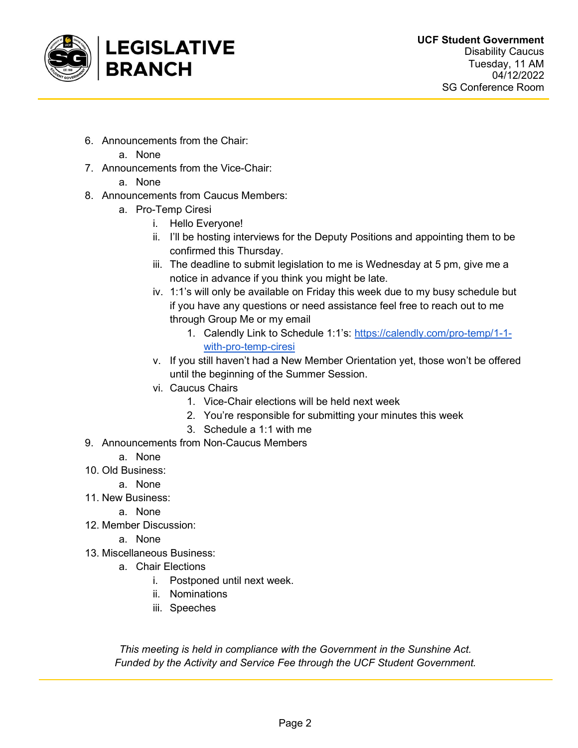6. Announcements from the Chair:
   a. None
7. Announcements from the Vice-Chair:
   a. None
8. Announcements from Caucus Members:
   a. Pro-Temp Ciresi
      i. Hello Everyone!
      ii. I'll be hosting interviews for the Deputy Positions and appointing them to be confirmed this Thursday.
      iii. The deadline to submit legislation to me is Wednesday at 5 pm, give me a notice in advance if you think you might be late.
      iv. 1:1's will only be available on Friday this week due to my busy schedule but if you have any questions or need assistance feel free to reach out to me through Group Me or my email
         1. Calendly Link to Schedule 1:1's: [https://calendly.com/pro-temp/1-1-with-pro-temp-ciresi](https://calendly.com/pro-temp/1-1-with-pro-temp-ciresi)
      v. If you still haven't had a New Member Orientation yet, those won't be offered until the beginning of the Summer Session.
      vi. Caucus Chairs
         1. Vice-Chair elections will be held next week
         2. You're responsible for submitting your minutes this week
         3. Schedule a 1:1 with me
9. Announcements from Non-Caucus Members
   a. None
10. Old Business:
    a. None
11. New Business:
    a. None
12. Member Discussion:
    a. None
13. Miscellaneous Business:
    a. Chair Elections
       i. Postponed until next week.
       ii. Nominations
       iii. Speeches

*This meeting is held in compliance with the Government in the Sunshine Act.*
*Funded by the Activity and Service Fee through the UCF Student Government.*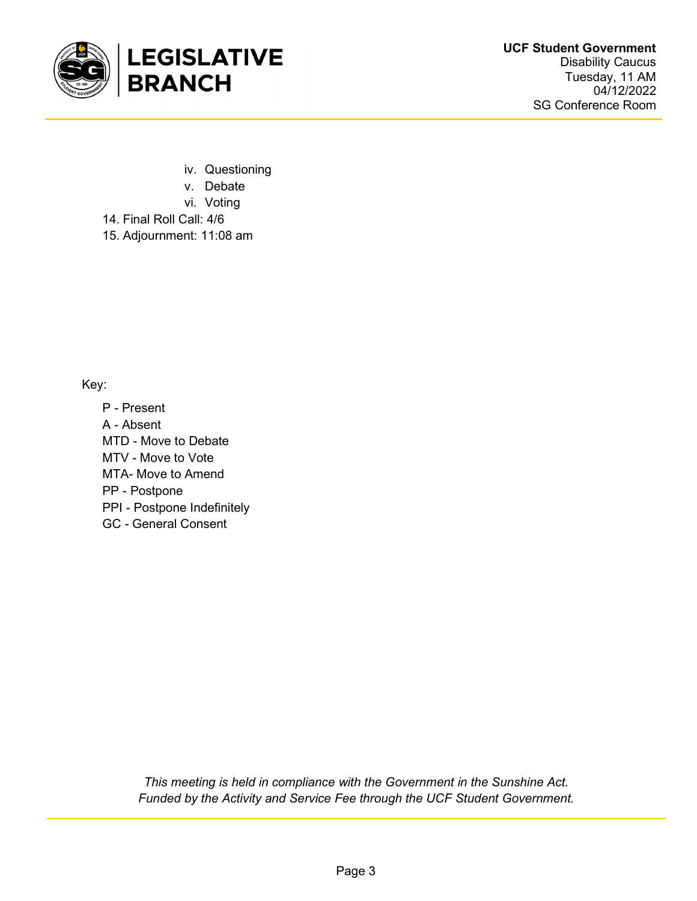iv. Questioning
    v. Debate
    vi. Voting

14. Final Roll Call: 4/6
15. Adjournment: 11:08 am

Key:

- P - Present
- A - Absent
- MTD - Move to Debate
- MTV - Move to Vote
- MTA- Move to Amend
- PP - Postpone
- PPI - Postpone Indefinitely
- GC - General Consent

*This meeting is held in compliance with the Government in the Sunshine Act.*
*Funded by the Activity and Service Fee through the UCF Student Government.*